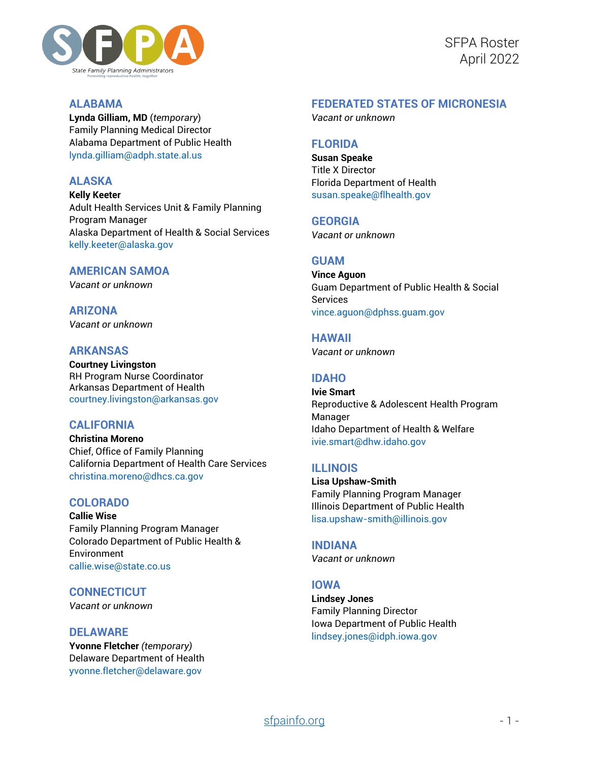# SFPA Roster
April 2022

## ALABAMA
**Lynda Gilliam, MD** (*temporary*)
Family Planning Medical Director
Alabama Department of Public Health
lynda.gilliam@adph.state.al.us

## ALASKA
**Kelly Keeter**
Adult Health Services Unit & Family Planning Program Manager
Alaska Department of Health & Social Services
kelly.keeter@alaska.gov

## AMERICAN SAMOA
*Vacant or unknown*

## ARIZONA
*Vacant or unknown*

## ARKANSAS
**Courtney Livingston**
RH Program Nurse Coordinator
Arkansas Department of Health
courtney.livingston@arkansas.gov

## CALIFORNIA
**Christina Moreno**
Chief, Office of Family Planning
California Department of Health Care Services
christina.moreno@dhcs.ca.gov

## COLORADO
**Callie Wise**
Family Planning Program Manager
Colorado Department of Public Health & Environment
callie.wise@state.co.us

## CONNECTICUT
*Vacant or unknown*

## DELAWARE
**Yvonne Fletcher** *(temporary)*
Delaware Department of Health
yvonne.fletcher@delaware.gov

## FEDERATED STATES OF MICRONESIA
*Vacant or unknown*

## FLORIDA
**Susan Speake**
Title X Director
Florida Department of Health
susan.speake@flhealth.gov

## GEORGIA
*Vacant or unknown*

## GUAM
**Vince Aguon**
Guam Department of Public Health & Social Services
vince.aguon@dphss.guam.gov

## HAWAII
*Vacant or unknown*

## IDAHO
**Ivie Smart**
Reproductive & Adolescent Health Program Manager
Idaho Department of Health & Welfare
ivie.smart@dhw.idaho.gov

## ILLINOIS
**Lisa Upshaw-Smith**
Family Planning Program Manager
Illinois Department of Public Health
lisa.upshaw-smith@illinois.gov

## INDIANA
*Vacant or unknown*

## IOWA
**Lindsey Jones**
Family Planning Director
Iowa Department of Public Health
lindsey.jones@idph.iowa.gov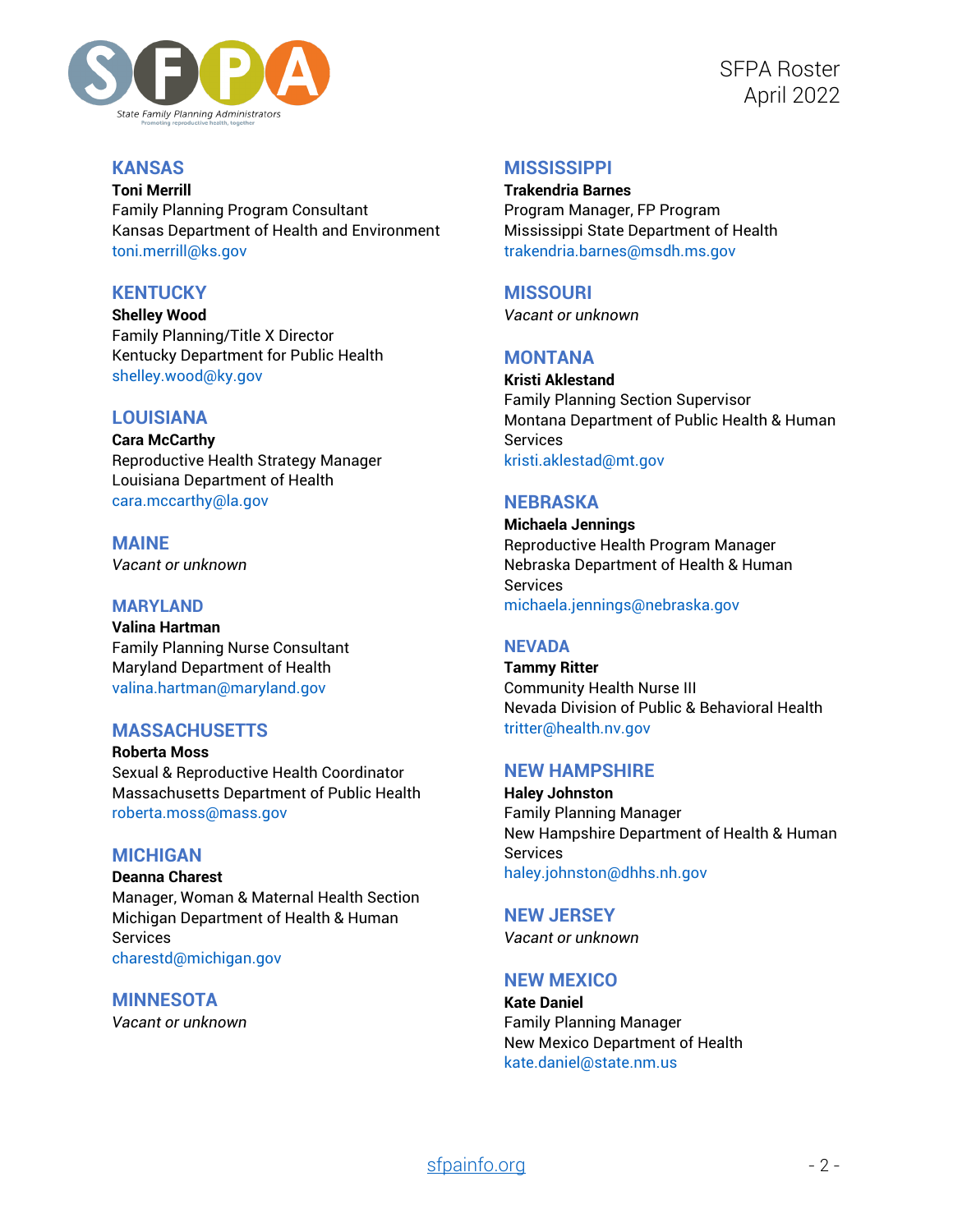## KANSAS

**Toni Merrill**
Family Planning Program Consultant
Kansas Department of Health and Environment
toni.merrill@ks.gov

## KENTUCKY

**Shelley Wood**
Family Planning/Title X Director
Kentucky Department for Public Health
shelley.wood@ky.gov

## LOUISIANA

**Cara McCarthy**
Reproductive Health Strategy Manager
Louisiana Department of Health
cara.mccarthy@la.gov

## MAINE

*Vacant or unknown*

## MARYLAND

**Valina Hartman**
Family Planning Nurse Consultant
Maryland Department of Health
valina.hartman@maryland.gov

## MASSACHUSETTS

**Roberta Moss**
Sexual & Reproductive Health Coordinator
Massachusetts Department of Public Health
roberta.moss@mass.gov

## MICHIGAN

**Deanna Charest**
Manager, Woman & Maternal Health Section
Michigan Department of Health & Human Services
charestd@michigan.gov

## MINNESOTA

*Vacant or unknown*

## MISSISSIPPI

**Trakendria Barnes**
Program Manager, FP Program
Mississippi State Department of Health
trakendria.barnes@msdh.ms.gov

## MISSOURI

*Vacant or unknown*

## MONTANA

**Kristi Aklestand**
Family Planning Section Supervisor
Montana Department of Public Health & Human Services
kristi.aklestad@mt.gov

## NEBRASKA

**Michaela Jennings**
Reproductive Health Program Manager
Nebraska Department of Health & Human Services
michaela.jennings@nebraska.gov

## NEVADA

**Tammy Ritter**
Community Health Nurse III
Nevada Division of Public & Behavioral Health
tritter@health.nv.gov

## NEW HAMPSHIRE

**Haley Johnston**
Family Planning Manager
New Hampshire Department of Health & Human Services
haley.johnston@dhhs.nh.gov

## NEW JERSEY

*Vacant or unknown*

## NEW MEXICO

**Kate Daniel**
Family Planning Manager
New Mexico Department of Health
kate.daniel@state.nm.us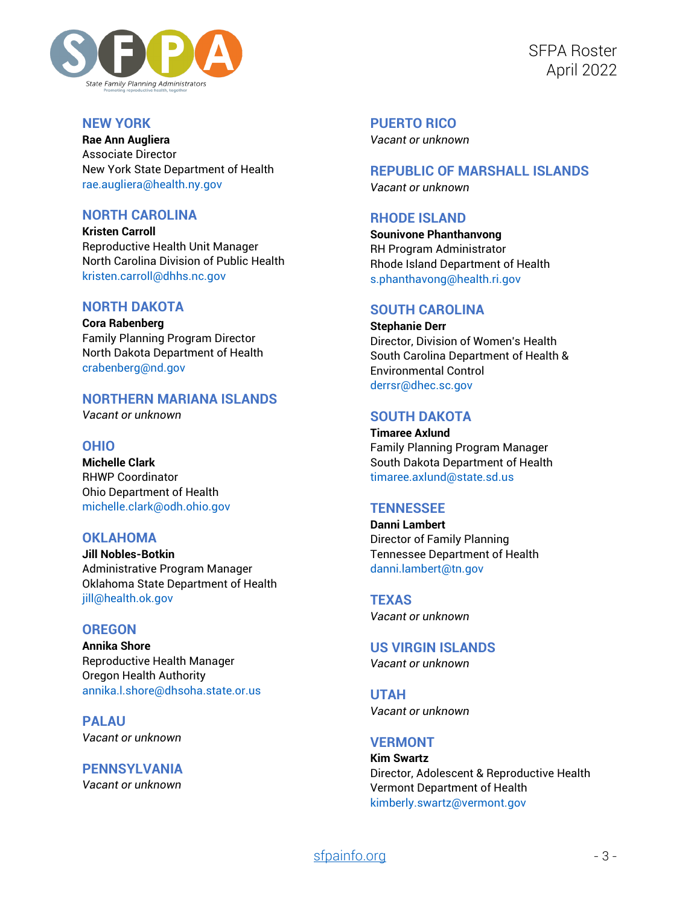## NEW YORK

**Rae Ann Augliera**
Associate Director
New York State Department of Health
rae.augliera@health.ny.gov

## NORTH CAROLINA

**Kristen Carroll**
Reproductive Health Unit Manager
North Carolina Division of Public Health
kristen.carroll@dhhs.nc.gov

## NORTH DAKOTA

**Cora Rabenberg**
Family Planning Program Director
North Dakota Department of Health
crabenberg@nd.gov

## NORTHERN MARIANA ISLANDS

*Vacant or unknown*

## OHIO

**Michelle Clark**
RHWP Coordinator
Ohio Department of Health
michelle.clark@odh.ohio.gov

## OKLAHOMA

**Jill Nobles-Botkin**
Administrative Program Manager
Oklahoma State Department of Health
jill@health.ok.gov

## OREGON

**Annika Shore**
Reproductive Health Manager
Oregon Health Authority
annika.l.shore@dhsoha.state.or.us

## PALAU

*Vacant or unknown*

## PENNSYLVANIA

*Vacant or unknown*

## PUERTO RICO

*Vacant or unknown*

## REPUBLIC OF MARSHALL ISLANDS

*Vacant or unknown*

## RHODE ISLAND

**Sounivone Phanthanvong**
RH Program Administrator
Rhode Island Department of Health
s.phanthavong@health.ri.gov

## SOUTH CAROLINA

**Stephanie Derr**
Director, Division of Women's Health
South Carolina Department of Health & Environmental Control
derrsr@dhec.sc.gov

## SOUTH DAKOTA

**Timaree Axlund**
Family Planning Program Manager
South Dakota Department of Health
timaree.axlund@state.sd.us

## TENNESSEE

**Danni Lambert**
Director of Family Planning
Tennessee Department of Health
danni.lambert@tn.gov

## TEXAS

*Vacant or unknown*

## US VIRGIN ISLANDS

*Vacant or unknown*

## UTAH

*Vacant or unknown*

## VERMONT

**Kim Swartz**
Director, Adolescent & Reproductive Health
Vermont Department of Health
kimberly.swartz@vermont.gov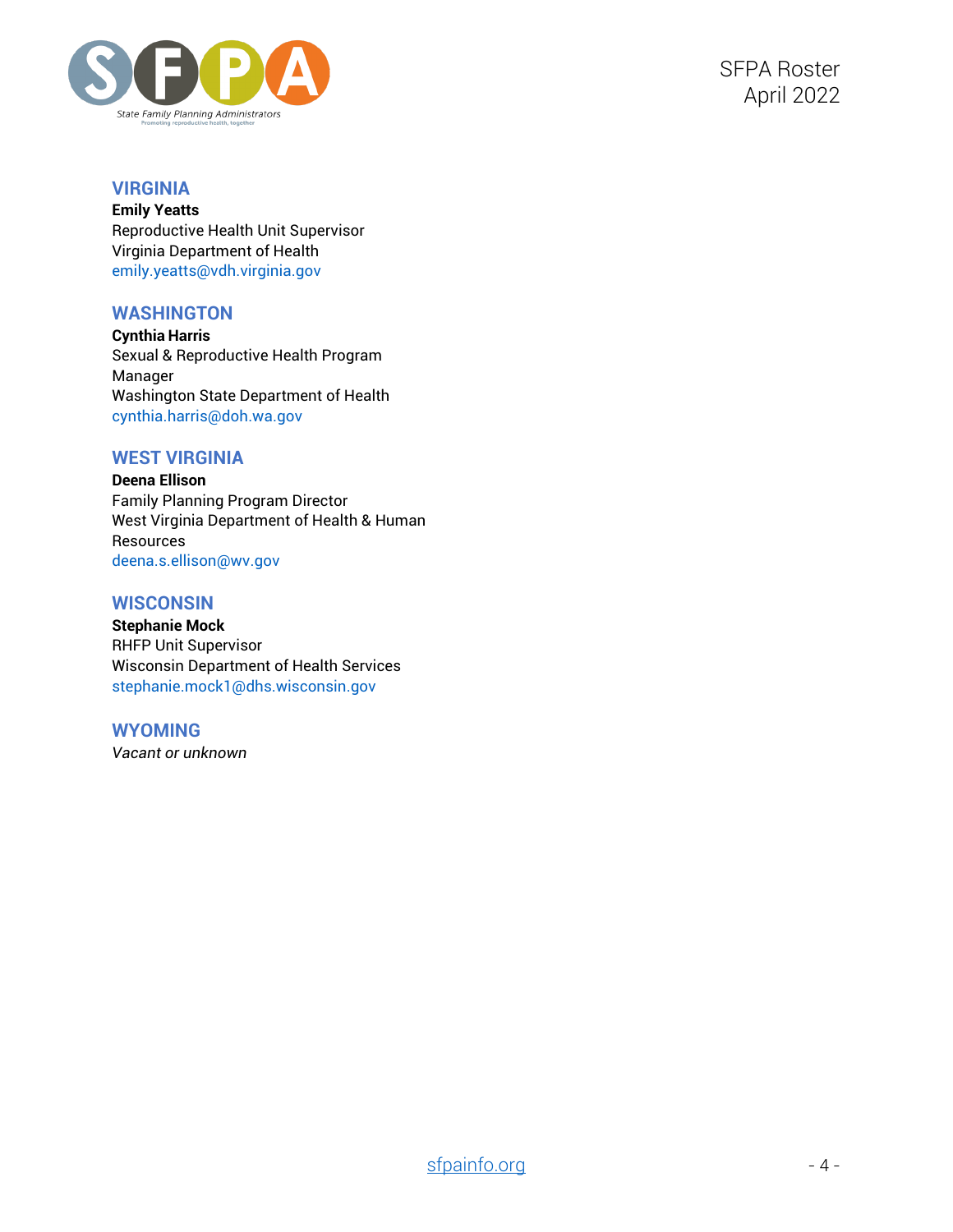## VIRGINIA

**Emily Yeatts**
Reproductive Health Unit Supervisor
Virginia Department of Health
emily.yeatts@vdh.virginia.gov

## WASHINGTON

**Cynthia Harris**
Sexual & Reproductive Health Program Manager
Washington State Department of Health
cynthia.harris@doh.wa.gov

## WEST VIRGINIA

**Deena Ellison**
Family Planning Program Director
West Virginia Department of Health & Human Resources
deena.s.ellison@wv.gov

## WISCONSIN

**Stephanie Mock**
RHFP Unit Supervisor
Wisconsin Department of Health Services
stephanie.mock1@dhs.wisconsin.gov

## WYOMING

*Vacant or unknown*